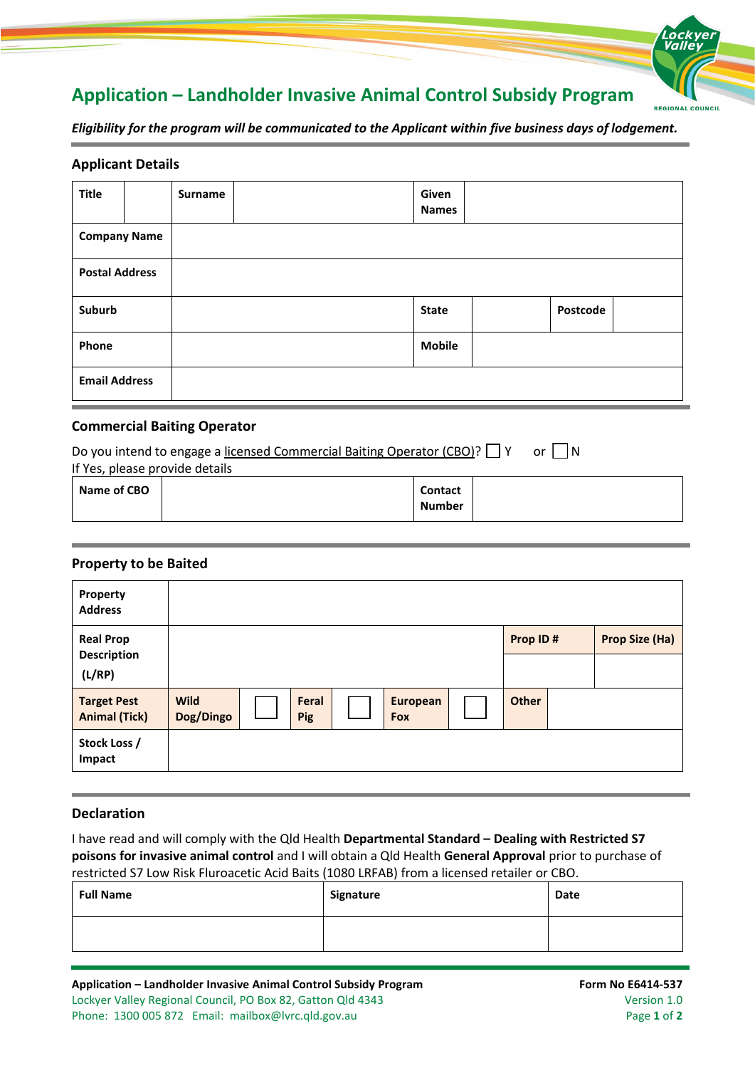# Application – Landholder Invasive Animal Control Subsidy Program

***Eligibility for the program will be communicated to the Applicant within five business days of lodgement.***

## Applicant Details

| **Title** | | **Surname** | | **Given Names** | | | |
|---|---|---|---|---|---|---|---|
| **Company Name** | | | | | | | |
| **Postal Address** | | | | | | | |
| **Suburb** | | | | **State** | | **Postcode** | |
| **Phone** | | | | **Mobile** | | | |
| **Email Address** | | | | | | | |

## Commercial Baiting Operator

Do you intend to engage a licensed Commercial Baiting Operator (CBO)? ☐ Y or ☐ N

If Yes, please provide details

| **Name of CBO** | | **Contact Number** | |
|---|---|---|---|

## Property to be Baited

| **Property Address** | | | | | | | | |
|---|---|---|---|---|---|---|---|---|
| **Real Prop Description (L/RP)** | | | | | | | **Prop ID #** | **Prop Size (Ha)** |
| | | | | | | | | |
| **Target Pest Animal (Tick)** | **Wild Dog/Dingo** | ☐ | **Feral Pig** | ☐ | **European Fox** | ☐ | **Other** | |
| **Stock Loss / Impact** | | | | | | | | |

## Declaration

I have read and will comply with the Qld Health **Departmental Standard – Dealing with Restricted S7 poisons for invasive animal control** and I will obtain a Qld Health **General Approval** prior to purchase of restricted S7 Low Risk Fluroacetic Acid Baits (1080 LRFAB) from a licensed retailer or CBO.

| **Full Name** | **Signature** | **Date** |
|---|---|---|
| | | |

**Application – Landholder Invasive Animal Control Subsidy Program**
Lockyer Valley Regional Council, PO Box 82, Gatton Qld 4343
Phone: 1300 005 872 Email: mailbox@lvrc.qld.gov.au

**Form No E6414-537**
Version 1.0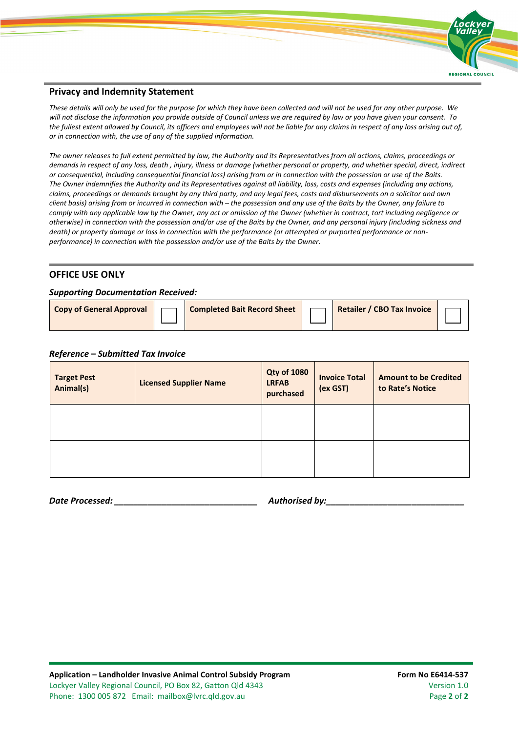## Privacy and Indemnity Statement

*These details will only be used for the purpose for which they have been collected and will not be used for any other purpose. We will not disclose the information you provide outside of Council unless we are required by law or you have given your consent. To the fullest extent allowed by Council, its officers and employees will not be liable for any claims in respect of any loss arising out of, or in connection with, the use of any of the supplied information.*

*The owner releases to full extent permitted by law, the Authority and its Representatives from all actions, claims, proceedings or demands in respect of any loss, death , injury, illness or damage (whether personal or property, and whether special, direct, indirect or consequential, including consequential financial loss) arising from or in connection with the possession or use of the Baits. The Owner indemnifies the Authority and its Representatives against all liability, loss, costs and expenses (including any actions, claims, proceedings or demands brought by any third party, and any legal fees, costs and disbursements on a solicitor and own client basis) arising from or incurred in connection with – the possession and any use of the Baits by the Owner, any failure to comply with any applicable law by the Owner, any act or omission of the Owner (whether in contract, tort including negligence or otherwise) in connection with the possession and/or use of the Baits by the Owner, and any personal injury (including sickness and death) or property damage or loss in connection with the performance (or attempted or purported performance or non-performance) in connection with the possession and/or use of the Baits by the Owner.*

## OFFICE USE ONLY

***Supporting Documentation Received:***

| | | | | | |
|---|---|---|---|---|---|
| **Copy of General Approval** | ☐ | **Completed Bait Record Sheet** | ☐ | **Retailer / CBO Tax Invoice** | ☐ |

***Reference – Submitted Tax Invoice***

| **Target Pest Animal(s)** | **Licensed Supplier Name** | **Qty of 1080 LRFAB purchased** | **Invoice Total (ex GST)** | **Amount to be Credited to Rate's Notice** |
|---|---|---|---|---|
| | | | | |
| | | | | |

***Date Processed:*** ______________________________ ***Authorised by:***______________________________

**Application – Landholder Invasive Animal Control Subsidy Program** | **Form No E6414-537**
Lockyer Valley Regional Council, PO Box 82, Gatton Qld 4343 | Version 1.0
Phone: 1300 005 872 Email: mailbox@lvrc.qld.gov.au